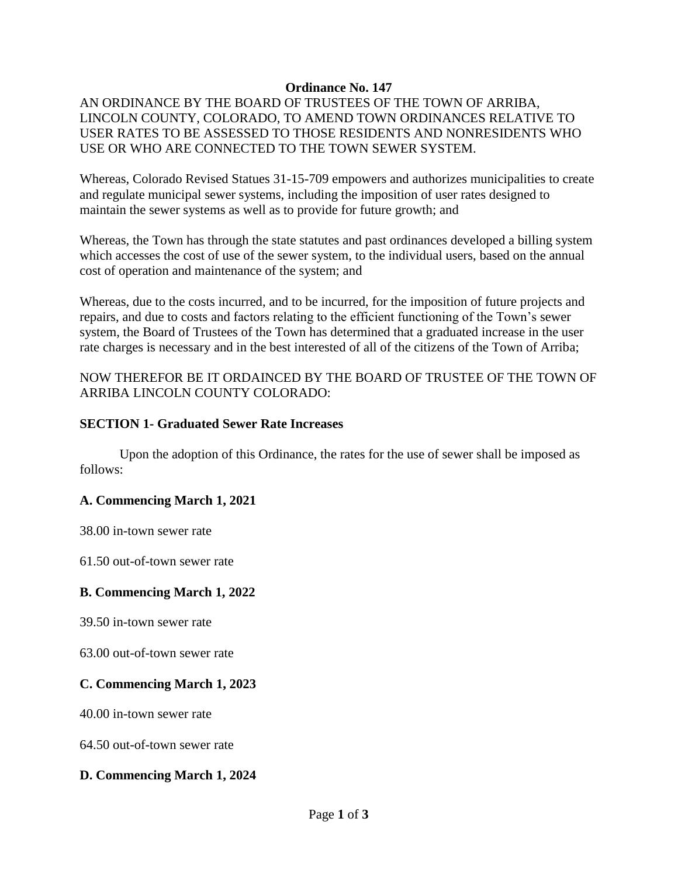**Ordinance No. 147**

AN ORDINANCE BY THE BOARD OF TRUSTEES OF THE TOWN OF ARRIBA, LINCOLN COUNTY, COLORADO, TO AMEND TOWN ORDINANCES RELATIVE TO USER RATES TO BE ASSESSED TO THOSE RESIDENTS AND NONRESIDENTS WHO USE OR WHO ARE CONNECTED TO THE TOWN SEWER SYSTEM.

Whereas, Colorado Revised Statues 31-15-709 empowers and authorizes municipalities to create and regulate municipal sewer systems, including the imposition of user rates designed to maintain the sewer systems as well as to provide for future growth; and

Whereas, the Town has through the state statutes and past ordinances developed a billing system which accesses the cost of use of the sewer system, to the individual users, based on the annual cost of operation and maintenance of the system; and

Whereas, due to the costs incurred, and to be incurred, for the imposition of future projects and repairs, and due to costs and factors relating to the efficient functioning of the Town's sewer system, the Board of Trustees of the Town has determined that a graduated increase in the user rate charges is necessary and in the best interested of all of the citizens of the Town of Arriba;

NOW THEREFOR BE IT ORDAINCED BY THE BOARD OF TRUSTEE OF THE TOWN OF ARRIBA LINCOLN COUNTY COLORADO:

**SECTION 1- Graduated Sewer Rate Increases**

Upon the adoption of this Ordinance, the rates for the use of sewer shall be imposed as follows:

**A. Commencing March 1, 2021**

38.00 in-town sewer rate

61.50 out-of-town sewer rate

**B. Commencing March 1, 2022**

39.50 in-town sewer rate

63.00 out-of-town sewer rate

**C. Commencing March 1, 2023**

40.00 in-town sewer rate

64.50 out-of-town sewer rate

**D. Commencing March 1, 2024**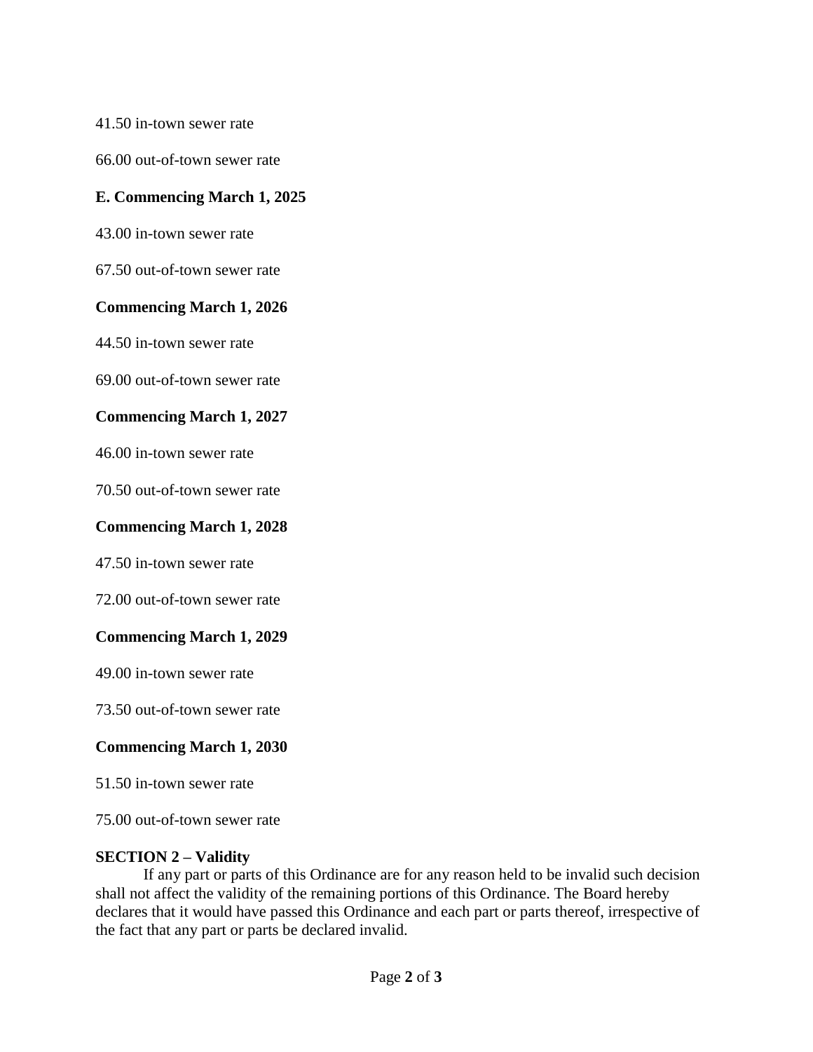41.50 in-town sewer rate

66.00 out-of-town sewer rate

**E. Commencing March 1, 2025**

43.00 in-town sewer rate

67.50 out-of-town sewer rate

**Commencing March 1, 2026**

44.50 in-town sewer rate

69.00 out-of-town sewer rate

**Commencing March 1, 2027**

46.00 in-town sewer rate

70.50 out-of-town sewer rate

**Commencing March 1, 2028**

47.50 in-town sewer rate

72.00 out-of-town sewer rate

**Commencing March 1, 2029**

49.00 in-town sewer rate

73.50 out-of-town sewer rate

**Commencing March 1, 2030**

51.50 in-town sewer rate

75.00 out-of-town sewer rate

**SECTION 2 – Validity**

If any part or parts of this Ordinance are for any reason held to be invalid such decision shall not affect the validity of the remaining portions of this Ordinance. The Board hereby declares that it would have passed this Ordinance and each part or parts thereof, irrespective of the fact that any part or parts be declared invalid.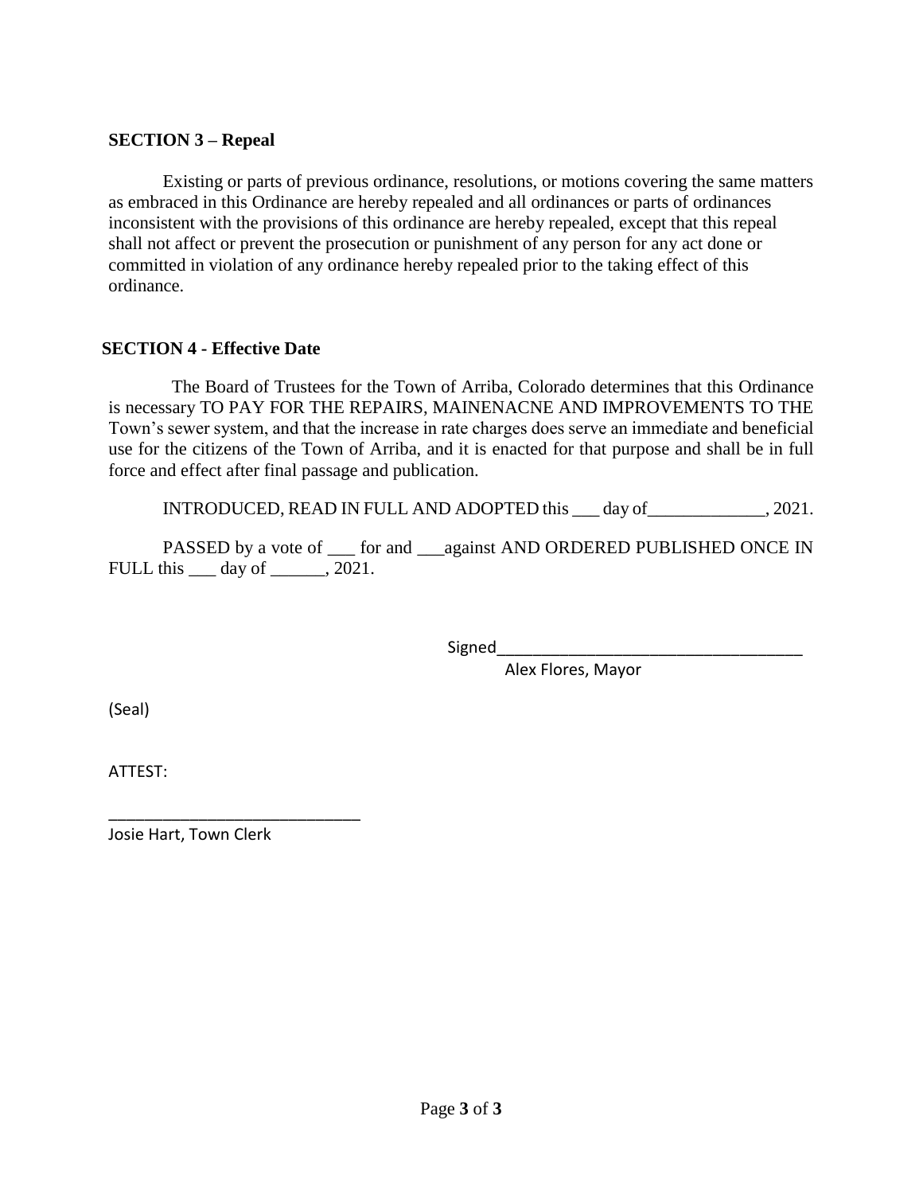**SECTION 3 – Repeal**

Existing or parts of previous ordinance, resolutions, or motions covering the same matters as embraced in this Ordinance are hereby repealed and all ordinances or parts of ordinances inconsistent with the provisions of this ordinance are hereby repealed, except that this repeal shall not affect or prevent the prosecution or punishment of any person for any act done or committed in violation of any ordinance hereby repealed prior to the taking effect of this ordinance.

**SECTION 4 - Effective Date**

The Board of Trustees for the Town of Arriba, Colorado determines that this Ordinance is necessary TO PAY FOR THE REPAIRS, MAINENACNE AND IMPROVEMENTS TO THE Town's sewer system, and that the increase in rate charges does serve an immediate and beneficial use for the citizens of the Town of Arriba, and it is enacted for that purpose and shall be in full force and effect after final passage and publication.

INTRODUCED, READ IN FULL AND ADOPTED this ___ day of_____________, 2021.

PASSED by a vote of ___ for and ___against AND ORDERED PUBLISHED ONCE IN FULL this ___ day of ______, 2021.

Signed_________________________________
Alex Flores, Mayor

(Seal)

ATTEST:

____________________________
Josie Hart, Town Clerk